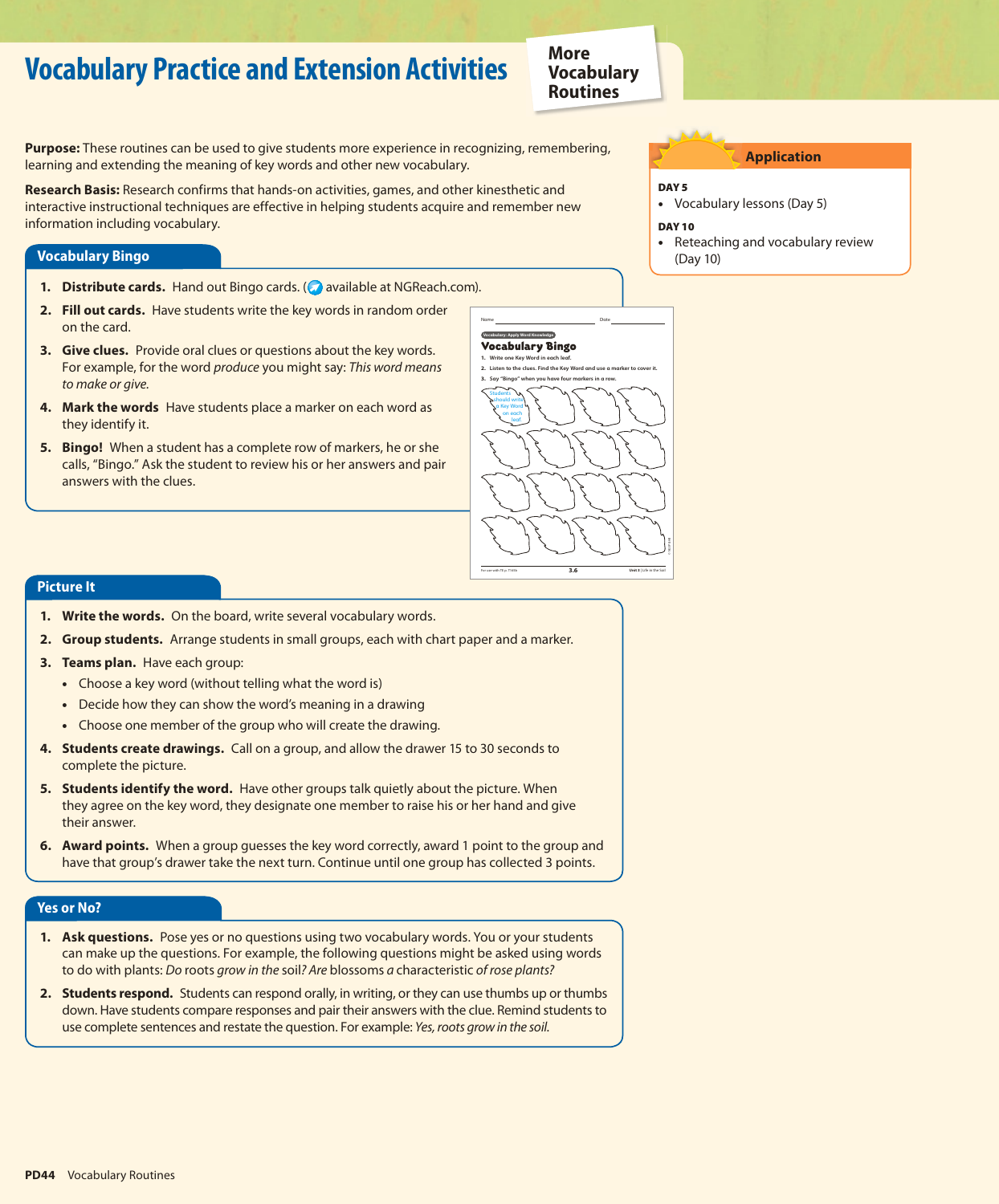# Vocabulary Practice and Extension Activities

**More Vocabulary Routines**

**Purpose:** These routines can be used to give students more experience in recognizing, remembering, learning and extending the meaning of key words and other new vocabulary.

**Research Basis:** Research confirms that hands-on activities, games, and other kinesthetic and interactive instructional techniques are effective in helping students acquire and remember new information including vocabulary.

### Application

**DAY 5**

- Vocabulary lessons (Day 5)

**DAY 10**

- Reteaching and vocabulary review (Day 10)

## Vocabulary Bingo

1. **Distribute cards.** Hand out Bingo cards. ( available at NGReach.com).
2. **Fill out cards.** Have students write the key words in random order on the card.
3. **Give clues.** Provide oral clues or questions about the key words. For example, for the word *produce* you might say: *This word means to make or give.*
4. **Mark the words** Have students place a marker on each word as they identify it.
5. **Bingo!** When a student has a complete row of markers, he or she calls, "Bingo." Ask the student to review his or her answers and pair answers with the clues.

Name ______ Date ______

Vocabulary: Apply Word Knowledge

**Vocabulary Bingo**

1. Write one Key Word in each leaf.
2. Listen to the clues. Find the Key Word and use a marker to cover it.
3. Say "Bingo" when you have four markers in a row.

Students should write a Key Word on each leaf.

## Picture It

1. **Write the words.** On the board, write several vocabulary words.
2. **Group students.** Arrange students in small groups, each with chart paper and a marker.
3. **Teams plan.** Have each group:
   - Choose a key word (without telling what the word is)
   - Decide how they can show the word's meaning in a drawing
   - Choose one member of the group who will create the drawing.
4. **Students create drawings.** Call on a group, and allow the drawer 15 to 30 seconds to complete the picture.
5. **Students identify the word.** Have other groups talk quietly about the picture. When they agree on the key word, they designate one member to raise his or her hand and give their answer.
6. **Award points.** When a group guesses the key word correctly, award 1 point to the group and have that group's drawer take the next turn. Continue until one group has collected 3 points.

## Yes or No?

1. **Ask questions.** Pose yes or no questions using two vocabulary words. You or your students can make up the questions. For example, the following questions might be asked using words to do with plants: *Do* roots *grow in the* soil*? Are* blossoms *a* characteristic *of rose plants?*
2. **Students respond.** Students can respond orally, in writing, or they can use thumbs up or thumbs down. Have students compare responses and pair their answers with the clue. Remind students to use complete sentences and restate the question. For example: *Yes, roots grow in the soil.*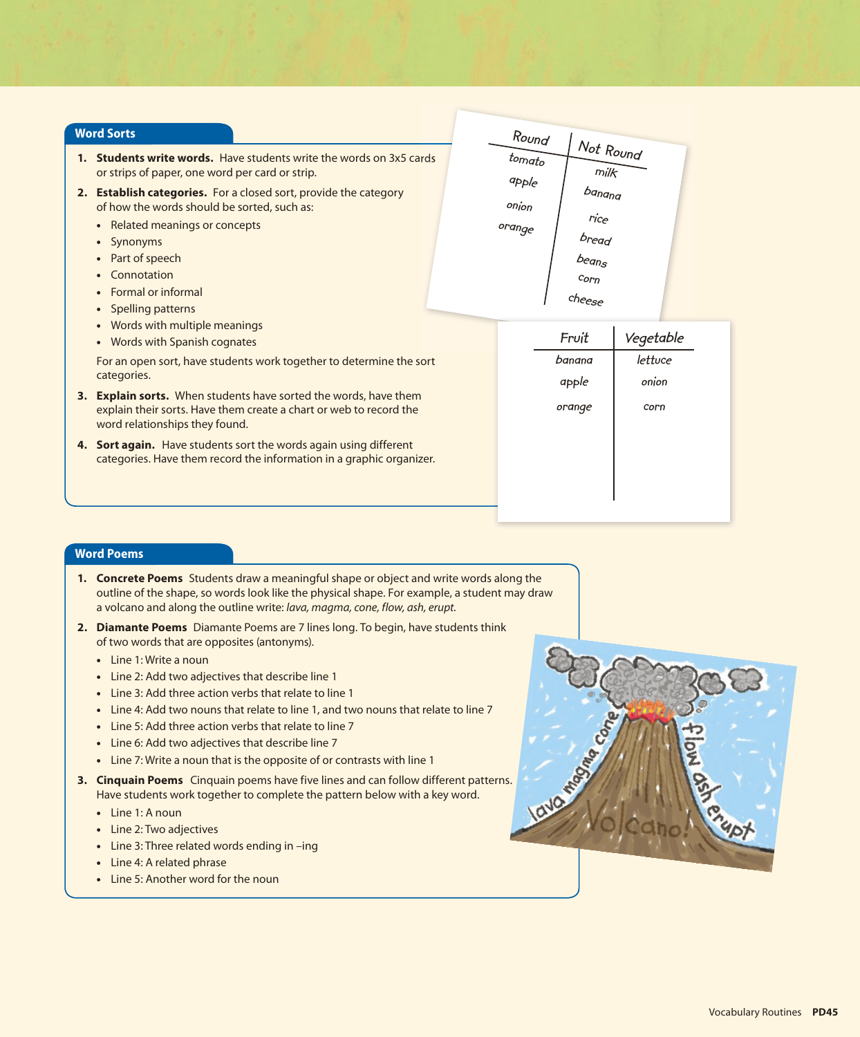## Word Sorts

1. **Students write words.** Have students write the words on 3x5 cards or strips of paper, one word per card or strip.
2. **Establish categories.** For a closed sort, provide the category of how the words should be sorted, such as:
   - Related meanings or concepts
   - Synonyms
   - Part of speech
   - Connotation
   - Formal or informal
   - Spelling patterns
   - Words with multiple meanings
   - Words with Spanish cognates

   For an open sort, have students work together to determine the sort categories.
3. **Explain sorts.** When students have sorted the words, have them explain their sorts. Have them create a chart or web to record the word relationships they found.
4. **Sort again.** Have students sort the words again using different categories. Have them record the information in a graphic organizer.

| Round | Not Round |
|---|---|
| tomato | milk |
| apple | banana |
| onion | rice |
| orange | bread |
| | beans |
| | corn |
| | cheese |

| Fruit | Vegetable |
|---|---|
| banana | lettuce |
| apple | onion |
| orange | corn |

## Word Poems

1. **Concrete Poems** Students draw a meaningful shape or object and write words along the outline of the shape, so words look like the physical shape. For example, a student may draw a volcano and along the outline write: *lava, magma, cone, flow, ash, erupt.*
2. **Diamante Poems** Diamante Poems are 7 lines long. To begin, have students think of two words that are opposites (antonyms).
   - Line 1: Write a noun
   - Line 2: Add two adjectives that describe line 1
   - Line 3: Add three action verbs that relate to line 1
   - Line 4: Add two nouns that relate to line 1, and two nouns that relate to line 7
   - Line 5: Add three action verbs that relate to line 7
   - Line 6: Add two adjectives that describe line 7
   - Line 7: Write a noun that is the opposite of or contrasts with line 1
3. **Cinquain Poems** Cinquain poems have five lines and can follow different patterns. Have students work together to complete the pattern below with a key word.
   - Line 1: A noun
   - Line 2: Two adjectives
   - Line 3: Three related words ending in –ing
   - Line 4: A related phrase
   - Line 5: Another word for the noun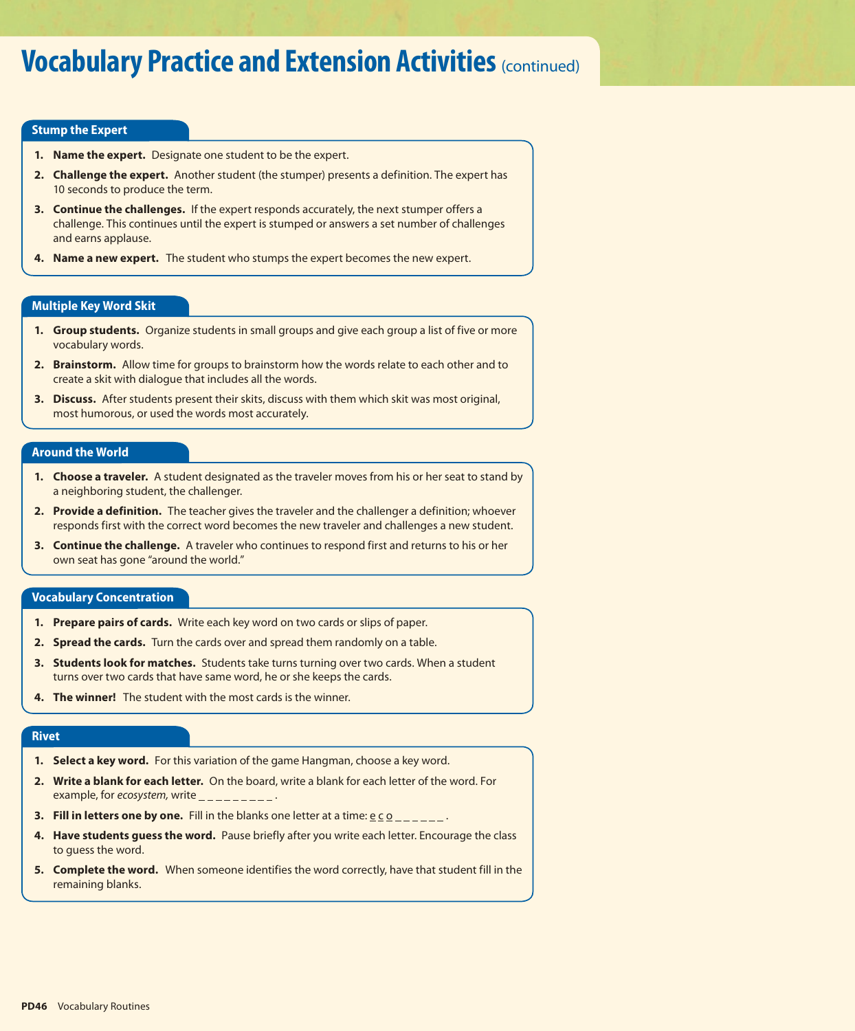# Vocabulary Practice and Extension Activities (continued)

## Stump the Expert

1. **Name the expert.** Designate one student to be the expert.
2. **Challenge the expert.** Another student (the stumper) presents a definition. The expert has 10 seconds to produce the term.
3. **Continue the challenges.** If the expert responds accurately, the next stumper offers a challenge. This continues until the expert is stumped or answers a set number of challenges and earns applause.
4. **Name a new expert.** The student who stumps the expert becomes the new expert.

## Multiple Key Word Skit

1. **Group students.** Organize students in small groups and give each group a list of five or more vocabulary words.
2. **Brainstorm.** Allow time for groups to brainstorm how the words relate to each other and to create a skit with dialogue that includes all the words.
3. **Discuss.** After students present their skits, discuss with them which skit was most original, most humorous, or used the words most accurately.

## Around the World

1. **Choose a traveler.** A student designated as the traveler moves from his or her seat to stand by a neighboring student, the challenger.
2. **Provide a definition.** The teacher gives the traveler and the challenger a definition; whoever responds first with the correct word becomes the new traveler and challenges a new student.
3. **Continue the challenge.** A traveler who continues to respond first and returns to his or her own seat has gone "around the world."

## Vocabulary Concentration

1. **Prepare pairs of cards.** Write each key word on two cards or slips of paper.
2. **Spread the cards.** Turn the cards over and spread them randomly on a table.
3. **Students look for matches.** Students take turns turning over two cards. When a student turns over two cards that have same word, he or she keeps the cards.
4. **The winner!** The student with the most cards is the winner.

## Rivet

1. **Select a key word.** For this variation of the game Hangman, choose a key word.
2. **Write a blank for each letter.** On the board, write a blank for each letter of the word. For example, for *ecosystem,* write _ _ _ _ _ _ _ _ _ .
3. **Fill in letters one by one.** Fill in the blanks one letter at a time: e c o _ _ _ _ _ _ .
4. **Have students guess the word.** Pause briefly after you write each letter. Encourage the class to guess the word.
5. **Complete the word.** When someone identifies the word correctly, have that student fill in the remaining blanks.